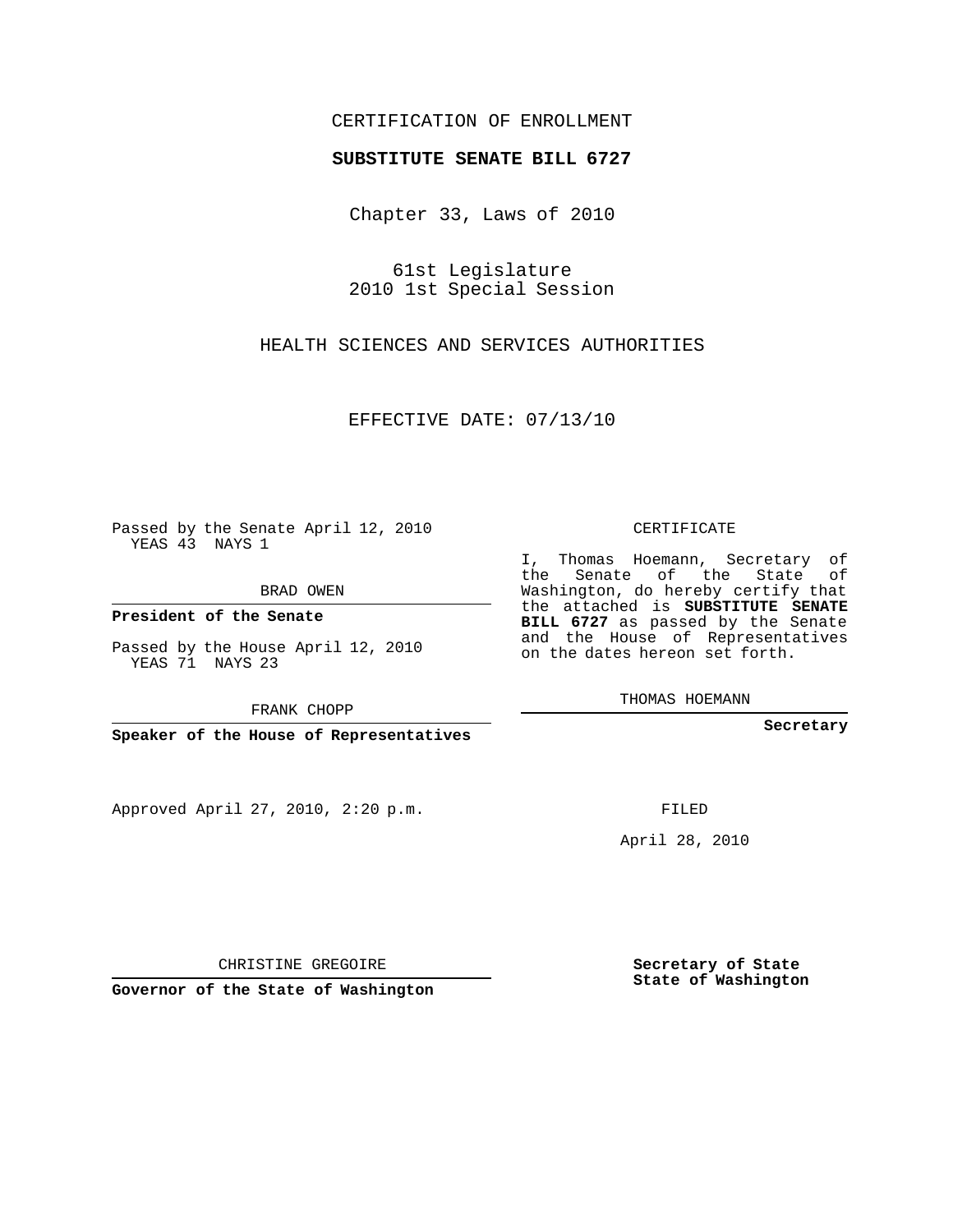CERTIFICATION OF ENROLLMENT

**SUBSTITUTE SENATE BILL 6727**

Chapter 33, Laws of 2010

61st Legislature
2010 1st Special Session

HEALTH SCIENCES AND SERVICES AUTHORITIES

EFFECTIVE DATE: 07/13/10

Passed by the Senate April 12, 2010
YEAS 43 NAYS 1

BRAD OWEN

**President of the Senate**

Passed by the House April 12, 2010
YEAS 71 NAYS 23

FRANK CHOPP

**Speaker of the House of Representatives**

CERTIFICATE

I, Thomas Hoemann, Secretary of the Senate of the State of Washington, do hereby certify that the attached is **SUBSTITUTE SENATE BILL 6727** as passed by the Senate and the House of Representatives on the dates hereon set forth.

THOMAS HOEMANN

**Secretary**

Approved April 27, 2010, 2:20 p.m.

FILED

April 28, 2010

CHRISTINE GREGOIRE

**Governor of the State of Washington**

**Secretary of State**
**State of Washington**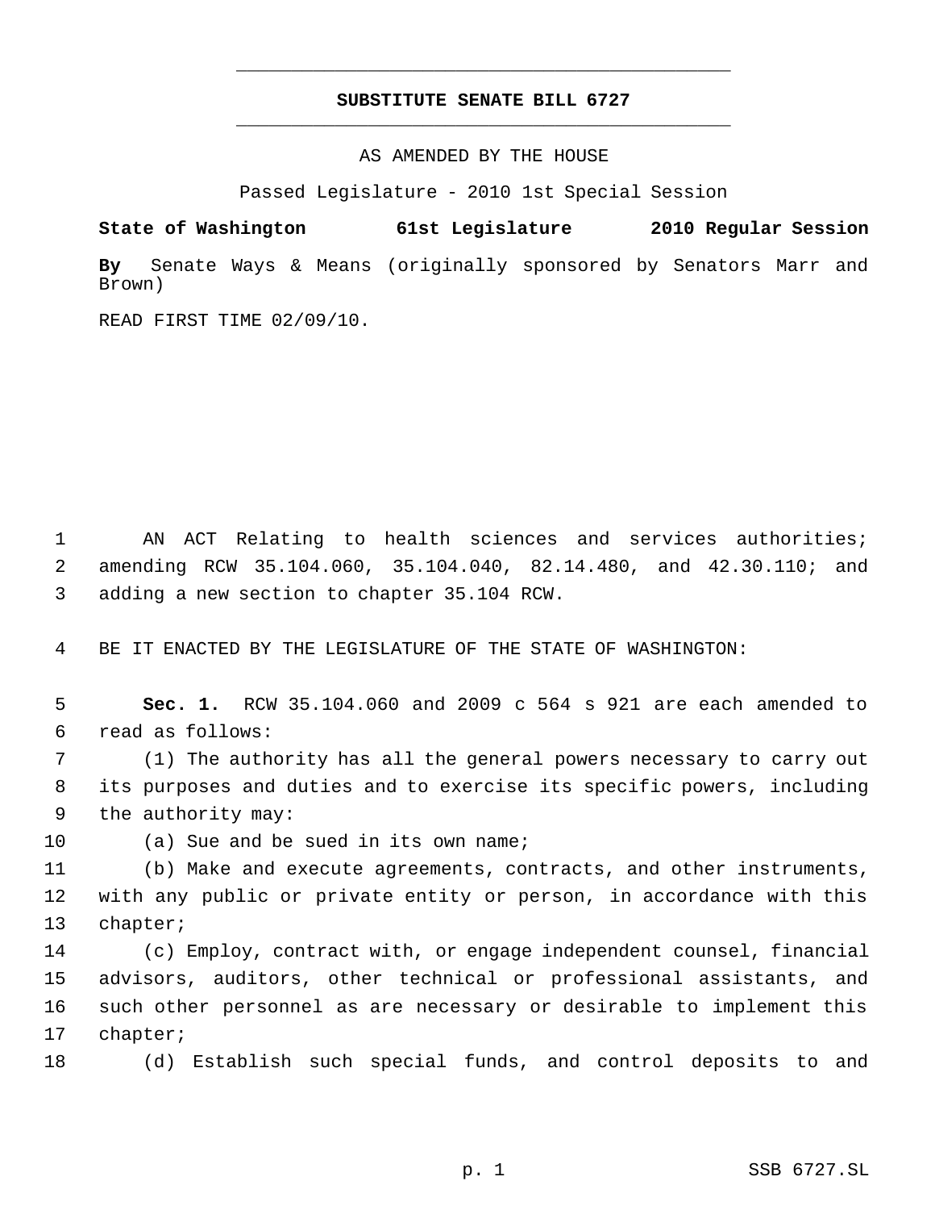# SUBSTITUTE SENATE BILL 6727

AS AMENDED BY THE HOUSE

Passed Legislature - 2010 1st Special Session

**State of Washington 61st Legislature 2010 Regular Session**

**By** Senate Ways & Means (originally sponsored by Senators Marr and Brown)

READ FIRST TIME 02/09/10.

AN ACT Relating to health sciences and services authorities; amending RCW 35.104.060, 35.104.040, 82.14.480, and 42.30.110; and adding a new section to chapter 35.104 RCW.

BE IT ENACTED BY THE LEGISLATURE OF THE STATE OF WASHINGTON:

**Sec. 1.** RCW 35.104.060 and 2009 c 564 s 921 are each amended to read as follows:

(1) The authority has all the general powers necessary to carry out its purposes and duties and to exercise its specific powers, including the authority may:

(a) Sue and be sued in its own name;

(b) Make and execute agreements, contracts, and other instruments, with any public or private entity or person, in accordance with this chapter;

(c) Employ, contract with, or engage independent counsel, financial advisors, auditors, other technical or professional assistants, and such other personnel as are necessary or desirable to implement this chapter;

(d) Establish such special funds, and control deposits to and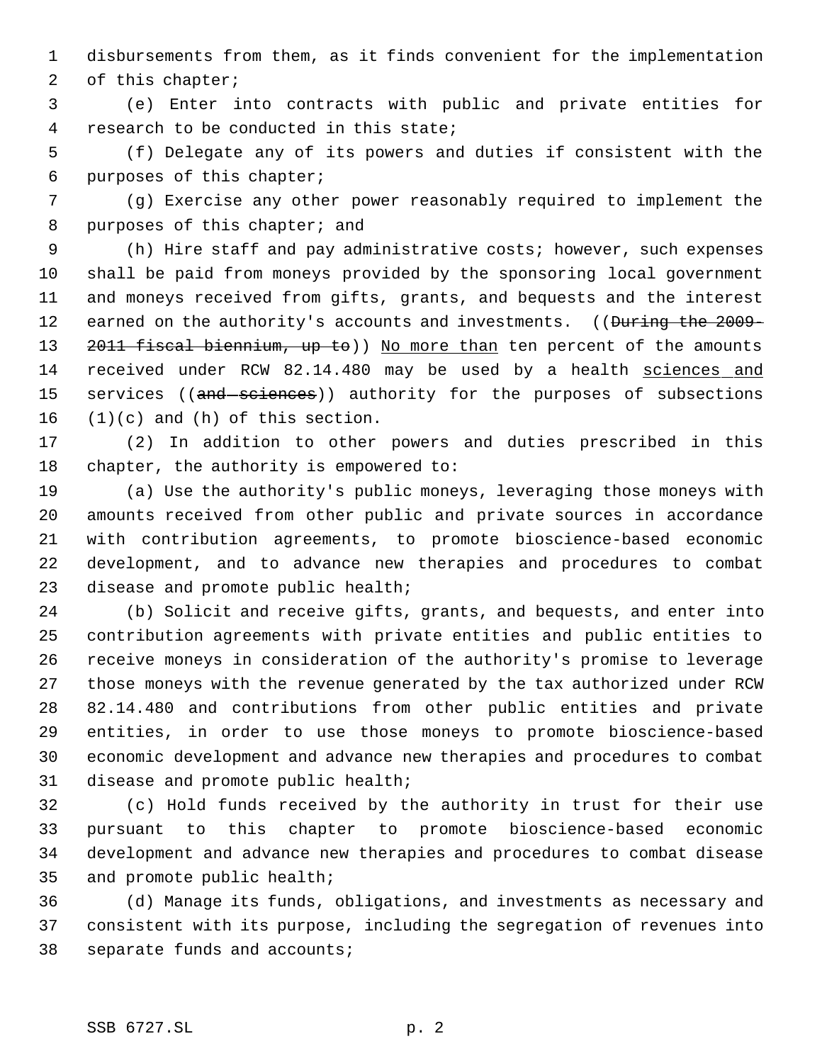disbursements from them, as it finds convenient for the implementation of this chapter;

(e) Enter into contracts with public and private entities for research to be conducted in this state;

(f) Delegate any of its powers and duties if consistent with the purposes of this chapter;

(g) Exercise any other power reasonably required to implement the purposes of this chapter; and

(h) Hire staff and pay administrative costs; however, such expenses shall be paid from moneys provided by the sponsoring local government and moneys received from gifts, grants, and bequests and the interest earned on the authority's accounts and investments. ((~~During the 2009-2011 fiscal biennium, up to~~)) No more than ten percent of the amounts received under RCW 82.14.480 may be used by a health sciences and services ((~~and sciences~~)) authority for the purposes of subsections (1)(c) and (h) of this section.

(2) In addition to other powers and duties prescribed in this chapter, the authority is empowered to:

(a) Use the authority's public moneys, leveraging those moneys with amounts received from other public and private sources in accordance with contribution agreements, to promote bioscience-based economic development, and to advance new therapies and procedures to combat disease and promote public health;

(b) Solicit and receive gifts, grants, and bequests, and enter into contribution agreements with private entities and public entities to receive moneys in consideration of the authority's promise to leverage those moneys with the revenue generated by the tax authorized under RCW 82.14.480 and contributions from other public entities and private entities, in order to use those moneys to promote bioscience-based economic development and advance new therapies and procedures to combat disease and promote public health;

(c) Hold funds received by the authority in trust for their use pursuant to this chapter to promote bioscience-based economic development and advance new therapies and procedures to combat disease and promote public health;

(d) Manage its funds, obligations, and investments as necessary and consistent with its purpose, including the segregation of revenues into separate funds and accounts;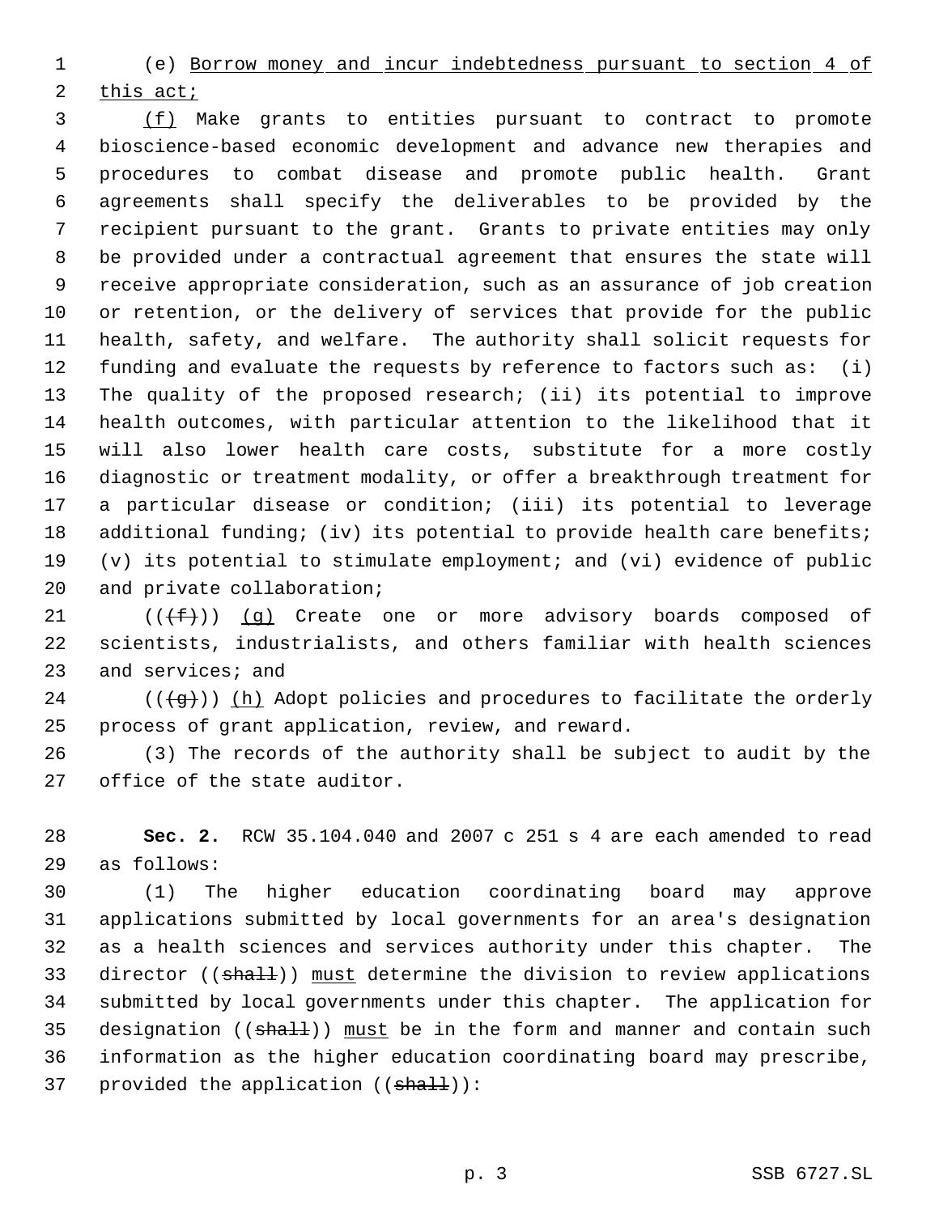(e) Borrow money and incur indebtedness pursuant to section 4 of this act;

(f) Make grants to entities pursuant to contract to promote bioscience-based economic development and advance new therapies and procedures to combat disease and promote public health. Grant agreements shall specify the deliverables to be provided by the recipient pursuant to the grant. Grants to private entities may only be provided under a contractual agreement that ensures the state will receive appropriate consideration, such as an assurance of job creation or retention, or the delivery of services that provide for the public health, safety, and welfare. The authority shall solicit requests for funding and evaluate the requests by reference to factors such as: (i) The quality of the proposed research; (ii) its potential to improve health outcomes, with particular attention to the likelihood that it will also lower health care costs, substitute for a more costly diagnostic or treatment modality, or offer a breakthrough treatment for a particular disease or condition; (iii) its potential to leverage additional funding; (iv) its potential to provide health care benefits; (v) its potential to stimulate employment; and (vi) evidence of public and private collaboration;

(((f))) (g) Create one or more advisory boards composed of scientists, industrialists, and others familiar with health sciences and services; and

(((g))) (h) Adopt policies and procedures to facilitate the orderly process of grant application, review, and reward.

(3) The records of the authority shall be subject to audit by the office of the state auditor.

**Sec. 2.** RCW 35.104.040 and 2007 c 251 s 4 are each amended to read as follows:

(1) The higher education coordinating board may approve applications submitted by local governments for an area's designation as a health sciences and services authority under this chapter. The director ((shall)) must determine the division to review applications submitted by local governments under this chapter. The application for designation ((shall)) must be in the form and manner and contain such information as the higher education coordinating board may prescribe, provided the application ((shall)):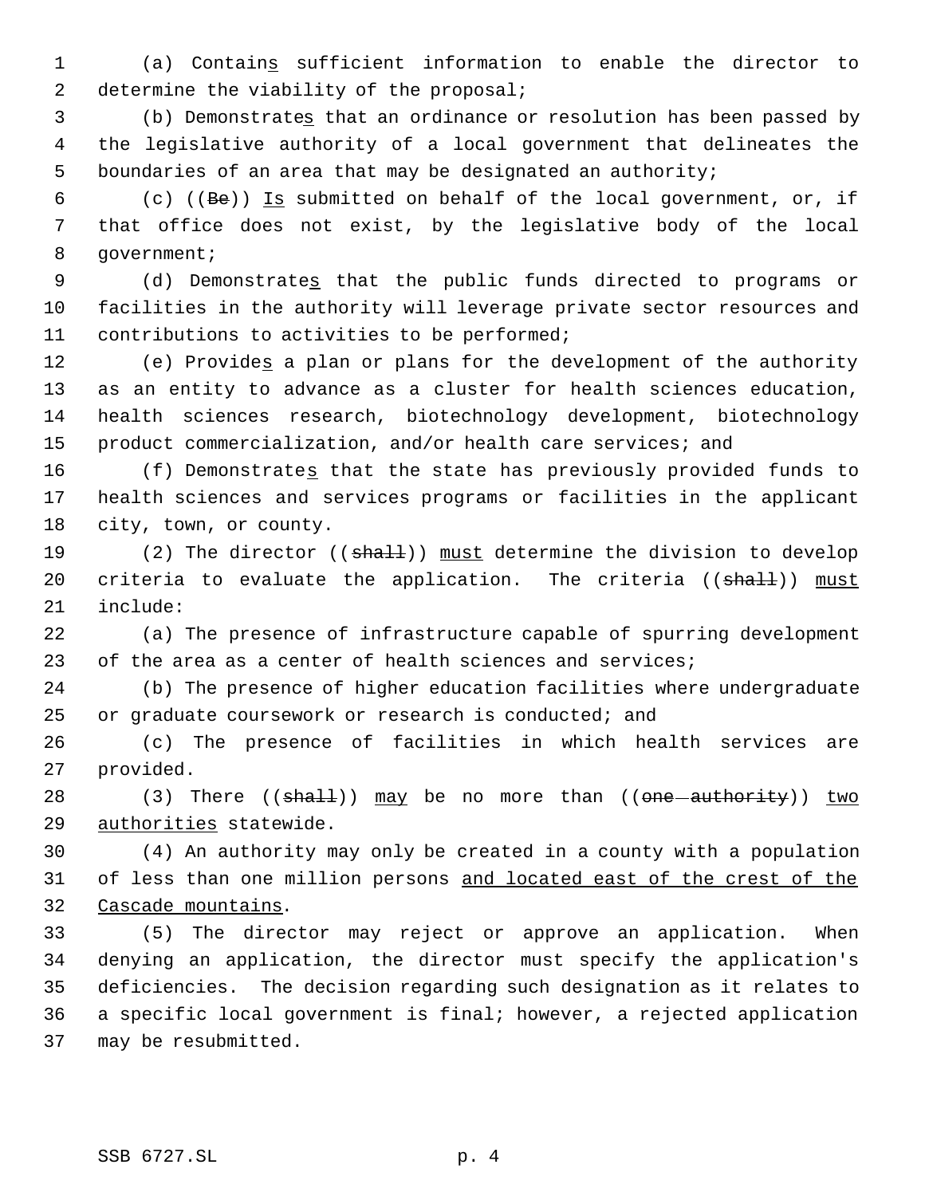(a) Contains sufficient information to enable the director to determine the viability of the proposal;

(b) Demonstrates that an ordinance or resolution has been passed by the legislative authority of a local government that delineates the boundaries of an area that may be designated an authority;

(c) ((~~Be~~)) Is submitted on behalf of the local government, or, if that office does not exist, by the legislative body of the local government;

(d) Demonstrates that the public funds directed to programs or facilities in the authority will leverage private sector resources and contributions to activities to be performed;

(e) Provides a plan or plans for the development of the authority as an entity to advance as a cluster for health sciences education, health sciences research, biotechnology development, biotechnology product commercialization, and/or health care services; and

(f) Demonstrates that the state has previously provided funds to health sciences and services programs or facilities in the applicant city, town, or county.

(2) The director ((~~shall~~)) must determine the division to develop criteria to evaluate the application. The criteria ((~~shall~~)) must include:

(a) The presence of infrastructure capable of spurring development of the area as a center of health sciences and services;

(b) The presence of higher education facilities where undergraduate or graduate coursework or research is conducted; and

(c) The presence of facilities in which health services are provided.

(3) There ((~~shall~~)) may be no more than ((~~one authority~~)) two authorities statewide.

(4) An authority may only be created in a county with a population of less than one million persons and located east of the crest of the Cascade mountains.

(5) The director may reject or approve an application. When denying an application, the director must specify the application's deficiencies. The decision regarding such designation as it relates to a specific local government is final; however, a rejected application may be resubmitted.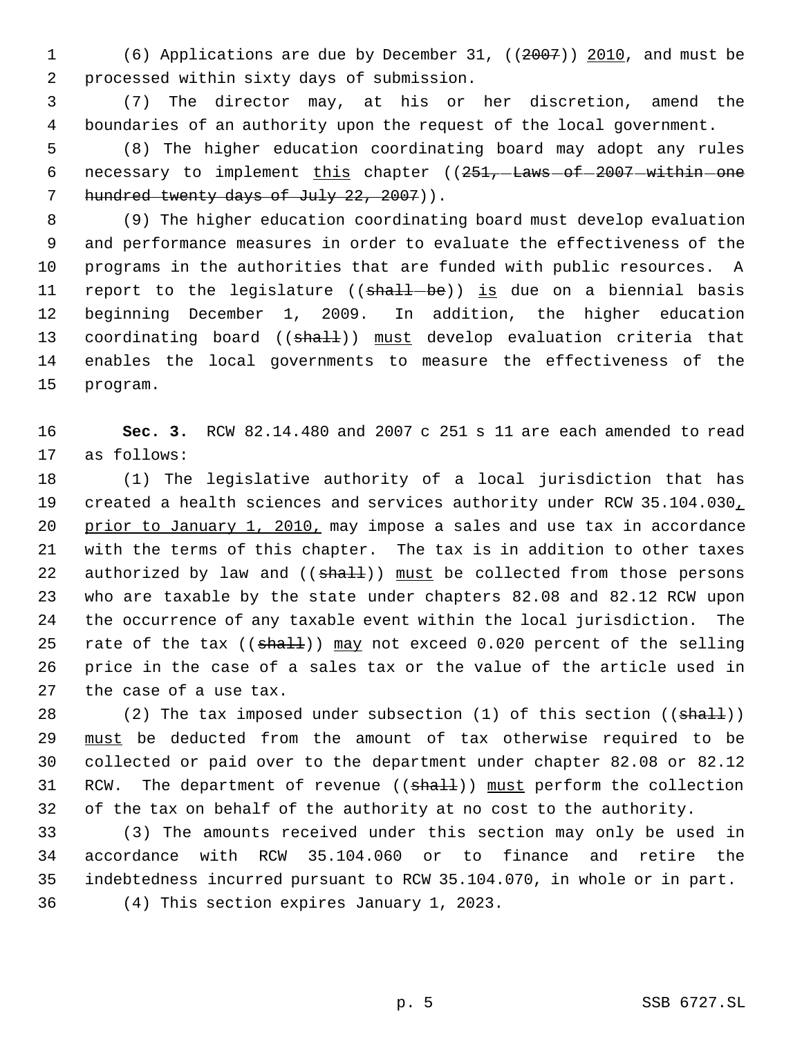(6) Applications are due by December 31, ((~~2007~~)) <u>2010</u>, and must be processed within sixty days of submission.

(7) The director may, at his or her discretion, amend the boundaries of an authority upon the request of the local government.

(8) The higher education coordinating board may adopt any rules necessary to implement <u>this</u> chapter ((~~251, Laws of 2007 within one hundred twenty days of July 22, 2007~~)).

(9) The higher education coordinating board must develop evaluation and performance measures in order to evaluate the effectiveness of the programs in the authorities that are funded with public resources. A report to the legislature ((~~shall be~~)) <u>is</u> due on a biennial basis beginning December 1, 2009. In addition, the higher education coordinating board ((~~shall~~)) <u>must</u> develop evaluation criteria that enables the local governments to measure the effectiveness of the program.

**Sec. 3.** RCW 82.14.480 and 2007 c 251 s 11 are each amended to read as follows:

(1) The legislative authority of a local jurisdiction that has created a health sciences and services authority under RCW 35.104.030<u>, prior to January 1, 2010,</u> may impose a sales and use tax in accordance with the terms of this chapter. The tax is in addition to other taxes authorized by law and ((~~shall~~)) <u>must</u> be collected from those persons who are taxable by the state under chapters 82.08 and 82.12 RCW upon the occurrence of any taxable event within the local jurisdiction. The rate of the tax ((~~shall~~)) <u>may</u> not exceed 0.020 percent of the selling price in the case of a sales tax or the value of the article used in the case of a use tax.

(2) The tax imposed under subsection (1) of this section ((~~shall~~)) <u>must</u> be deducted from the amount of tax otherwise required to be collected or paid over to the department under chapter 82.08 or 82.12 RCW. The department of revenue ((~~shall~~)) <u>must</u> perform the collection of the tax on behalf of the authority at no cost to the authority.

(3) The amounts received under this section may only be used in accordance with RCW 35.104.060 or to finance and retire the indebtedness incurred pursuant to RCW 35.104.070, in whole or in part.

(4) This section expires January 1, 2023.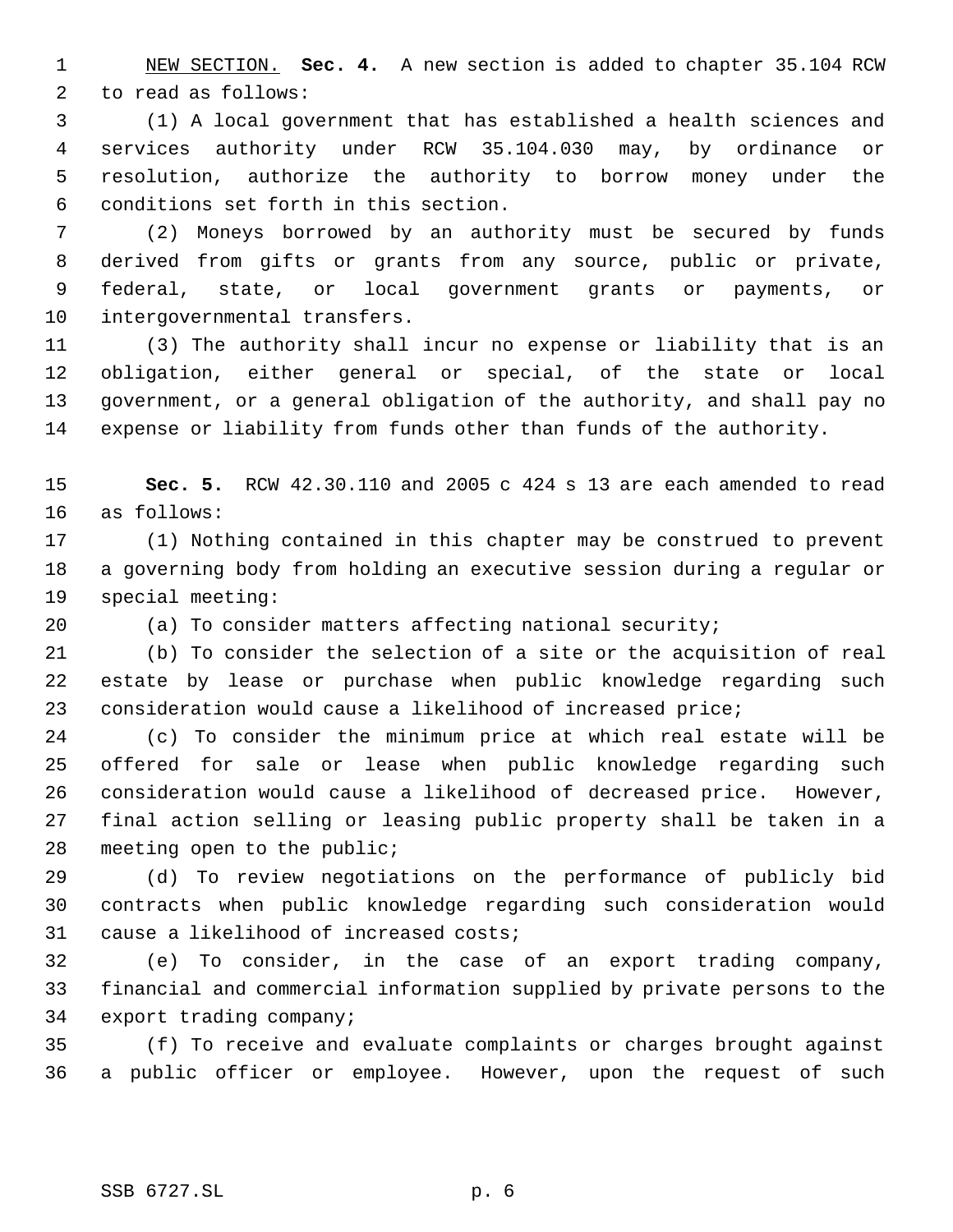NEW SECTION. **Sec. 4.** A new section is added to chapter 35.104 RCW to read as follows:

(1) A local government that has established a health sciences and services authority under RCW 35.104.030 may, by ordinance or resolution, authorize the authority to borrow money under the conditions set forth in this section.

(2) Moneys borrowed by an authority must be secured by funds derived from gifts or grants from any source, public or private, federal, state, or local government grants or payments, or intergovernmental transfers.

(3) The authority shall incur no expense or liability that is an obligation, either general or special, of the state or local government, or a general obligation of the authority, and shall pay no expense or liability from funds other than funds of the authority.

**Sec. 5.** RCW 42.30.110 and 2005 c 424 s 13 are each amended to read as follows:

(1) Nothing contained in this chapter may be construed to prevent a governing body from holding an executive session during a regular or special meeting:

(a) To consider matters affecting national security;

(b) To consider the selection of a site or the acquisition of real estate by lease or purchase when public knowledge regarding such consideration would cause a likelihood of increased price;

(c) To consider the minimum price at which real estate will be offered for sale or lease when public knowledge regarding such consideration would cause a likelihood of decreased price. However, final action selling or leasing public property shall be taken in a meeting open to the public;

(d) To review negotiations on the performance of publicly bid contracts when public knowledge regarding such consideration would cause a likelihood of increased costs;

(e) To consider, in the case of an export trading company, financial and commercial information supplied by private persons to the export trading company;

(f) To receive and evaluate complaints or charges brought against a public officer or employee. However, upon the request of such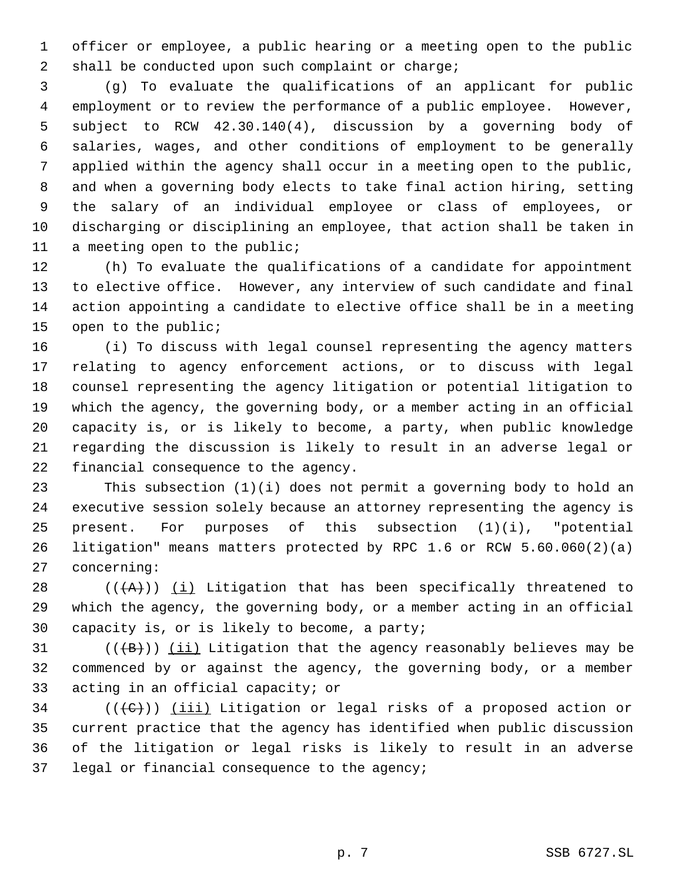officer or employee, a public hearing or a meeting open to the public shall be conducted upon such complaint or charge;

(g) To evaluate the qualifications of an applicant for public employment or to review the performance of a public employee. However, subject to RCW 42.30.140(4), discussion by a governing body of salaries, wages, and other conditions of employment to be generally applied within the agency shall occur in a meeting open to the public, and when a governing body elects to take final action hiring, setting the salary of an individual employee or class of employees, or discharging or disciplining an employee, that action shall be taken in a meeting open to the public;

(h) To evaluate the qualifications of a candidate for appointment to elective office. However, any interview of such candidate and final action appointing a candidate to elective office shall be in a meeting open to the public;

(i) To discuss with legal counsel representing the agency matters relating to agency enforcement actions, or to discuss with legal counsel representing the agency litigation or potential litigation to which the agency, the governing body, or a member acting in an official capacity is, or is likely to become, a party, when public knowledge regarding the discussion is likely to result in an adverse legal or financial consequence to the agency.

This subsection (1)(i) does not permit a governing body to hold an executive session solely because an attorney representing the agency is present. For purposes of this subsection (1)(i), "potential litigation" means matters protected by RPC 1.6 or RCW 5.60.060(2)(a) concerning:

((~~(A)~~)) <u>(i)</u> Litigation that has been specifically threatened to which the agency, the governing body, or a member acting in an official capacity is, or is likely to become, a party;

((~~(B)~~)) <u>(ii)</u> Litigation that the agency reasonably believes may be commenced by or against the agency, the governing body, or a member acting in an official capacity; or

((~~(C)~~)) <u>(iii)</u> Litigation or legal risks of a proposed action or current practice that the agency has identified when public discussion of the litigation or legal risks is likely to result in an adverse legal or financial consequence to the agency;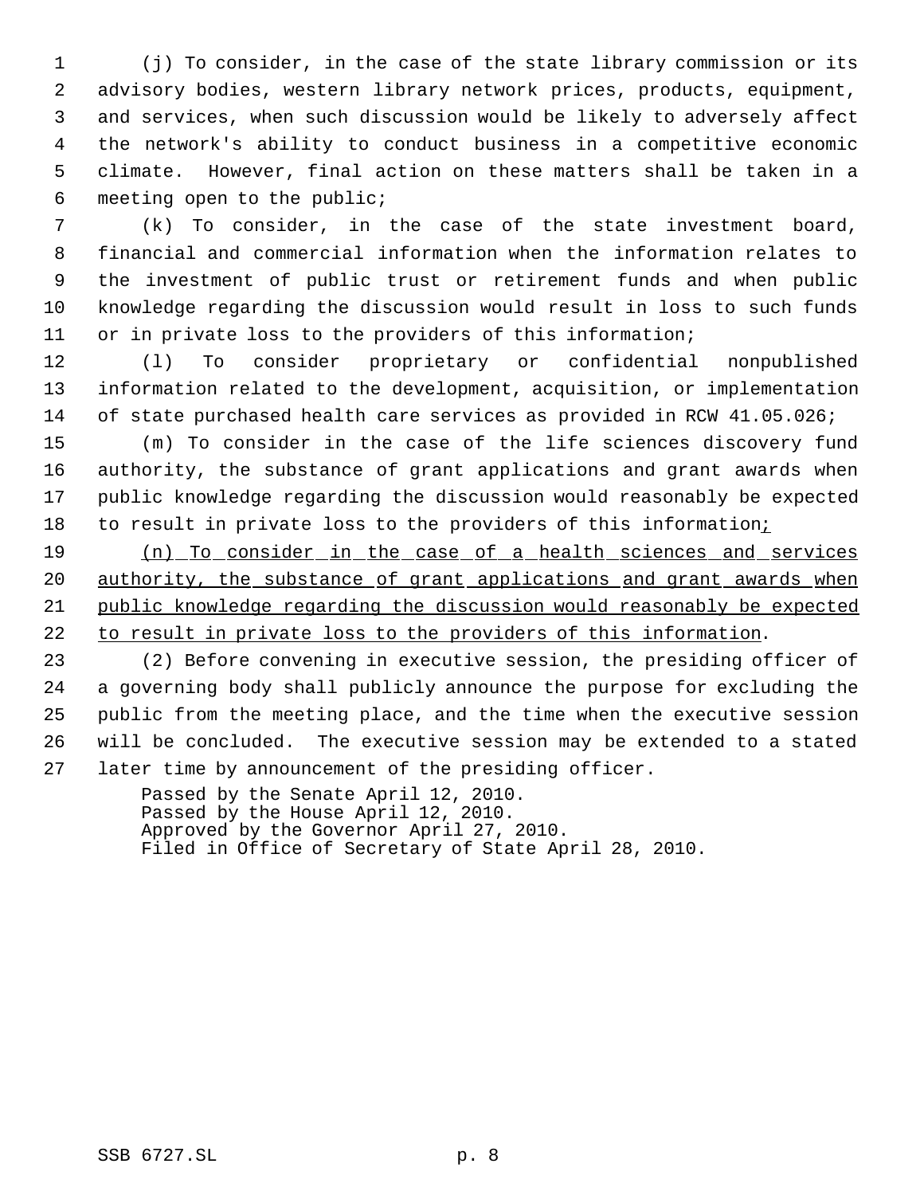(j) To consider, in the case of the state library commission or its advisory bodies, western library network prices, products, equipment, and services, when such discussion would be likely to adversely affect the network's ability to conduct business in a competitive economic climate. However, final action on these matters shall be taken in a meeting open to the public;

(k) To consider, in the case of the state investment board, financial and commercial information when the information relates to the investment of public trust or retirement funds and when public knowledge regarding the discussion would result in loss to such funds or in private loss to the providers of this information;

(l) To consider proprietary or confidential nonpublished information related to the development, acquisition, or implementation of state purchased health care services as provided in RCW 41.05.026;

(m) To consider in the case of the life sciences discovery fund authority, the substance of grant applications and grant awards when public knowledge regarding the discussion would reasonably be expected to result in private loss to the providers of this information;

(n) To consider in the case of a health sciences and services authority, the substance of grant applications and grant awards when public knowledge regarding the discussion would reasonably be expected to result in private loss to the providers of this information.

(2) Before convening in executive session, the presiding officer of a governing body shall publicly announce the purpose for excluding the public from the meeting place, and the time when the executive session will be concluded. The executive session may be extended to a stated later time by announcement of the presiding officer.

Passed by the Senate April 12, 2010.
Passed by the House April 12, 2010.
Approved by the Governor April 27, 2010.
Filed in Office of Secretary of State April 28, 2010.